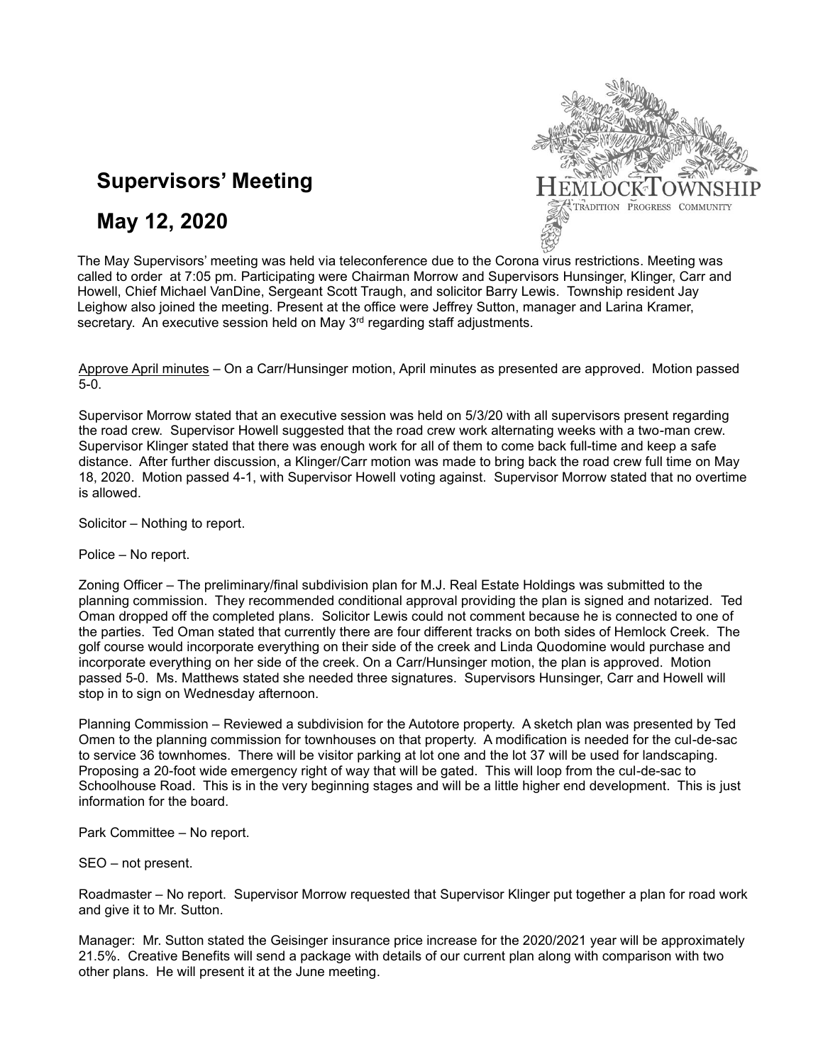# Supervisors' Meeting

# May 12, 2020

HEMLOCK TOWNSHIP
TRADITION PROGRESS COMMUNITY

The May Supervisors' meeting was held via teleconference due to the Corona virus restrictions. Meeting was called to order at 7:05 pm. Participating were Chairman Morrow and Supervisors Hunsinger, Klinger, Carr and Howell, Chief Michael VanDine, Sergeant Scott Traugh, and solicitor Barry Lewis. Township resident Jay Leighow also joined the meeting. Present at the office were Jeffrey Sutton, manager and Larina Kramer, secretary. An executive session held on May 3rd regarding staff adjustments.

Approve April minutes – On a Carr/Hunsinger motion, April minutes as presented are approved. Motion passed 5-0.

Supervisor Morrow stated that an executive session was held on 5/3/20 with all supervisors present regarding the road crew. Supervisor Howell suggested that the road crew work alternating weeks with a two-man crew. Supervisor Klinger stated that there was enough work for all of them to come back full-time and keep a safe distance. After further discussion, a Klinger/Carr motion was made to bring back the road crew full time on May 18, 2020. Motion passed 4-1, with Supervisor Howell voting against. Supervisor Morrow stated that no overtime is allowed.

Solicitor – Nothing to report.

Police – No report.

Zoning Officer – The preliminary/final subdivision plan for M.J. Real Estate Holdings was submitted to the planning commission. They recommended conditional approval providing the plan is signed and notarized. Ted Oman dropped off the completed plans. Solicitor Lewis could not comment because he is connected to one of the parties. Ted Oman stated that currently there are four different tracks on both sides of Hemlock Creek. The golf course would incorporate everything on their side of the creek and Linda Quodomine would purchase and incorporate everything on her side of the creek. On a Carr/Hunsinger motion, the plan is approved. Motion passed 5-0. Ms. Matthews stated she needed three signatures. Supervisors Hunsinger, Carr and Howell will stop in to sign on Wednesday afternoon.

Planning Commission – Reviewed a subdivision for the Autotore property. A sketch plan was presented by Ted Omen to the planning commission for townhouses on that property. A modification is needed for the cul-de-sac to service 36 townhomes. There will be visitor parking at lot one and the lot 37 will be used for landscaping. Proposing a 20-foot wide emergency right of way that will be gated. This will loop from the cul-de-sac to Schoolhouse Road. This is in the very beginning stages and will be a little higher end development. This is just information for the board.

Park Committee – No report.

SEO – not present.

Roadmaster – No report. Supervisor Morrow requested that Supervisor Klinger put together a plan for road work and give it to Mr. Sutton.

Manager: Mr. Sutton stated the Geisinger insurance price increase for the 2020/2021 year will be approximately 21.5%. Creative Benefits will send a package with details of our current plan along with comparison with two other plans. He will present it at the June meeting.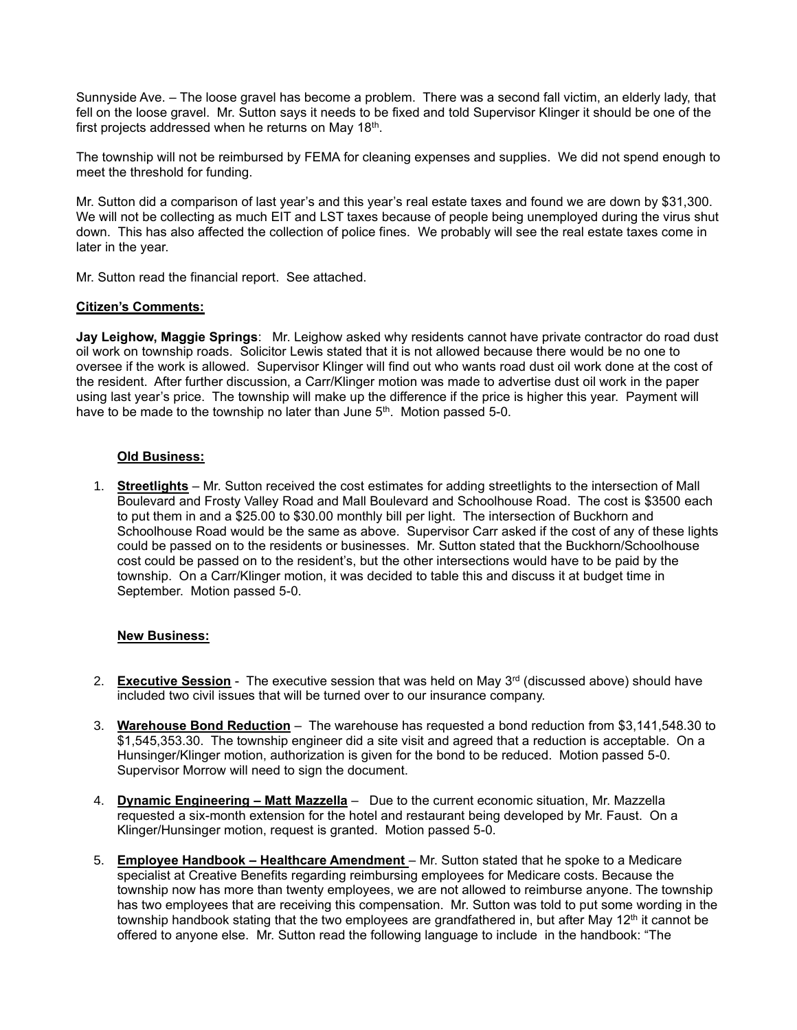Sunnyside Ave. – The loose gravel has become a problem. There was a second fall victim, an elderly lady, that fell on the loose gravel. Mr. Sutton says it needs to be fixed and told Supervisor Klinger it should be one of the first projects addressed when he returns on May 18th.

The township will not be reimbursed by FEMA for cleaning expenses and supplies. We did not spend enough to meet the threshold for funding.

Mr. Sutton did a comparison of last year's and this year's real estate taxes and found we are down by $31,300. We will not be collecting as much EIT and LST taxes because of people being unemployed during the virus shut down. This has also affected the collection of police fines. We probably will see the real estate taxes come in later in the year.

Mr. Sutton read the financial report. See attached.

**Citizen's Comments:**

**Jay Leighow, Maggie Springs**: Mr. Leighow asked why residents cannot have private contractor do road dust oil work on township roads. Solicitor Lewis stated that it is not allowed because there would be no one to oversee if the work is allowed. Supervisor Klinger will find out who wants road dust oil work done at the cost of the resident. After further discussion, a Carr/Klinger motion was made to advertise dust oil work in the paper using last year's price. The township will make up the difference if the price is higher this year. Payment will have to be made to the township no later than June 5th. Motion passed 5-0.

**Old Business:**

1. **Streetlights** – Mr. Sutton received the cost estimates for adding streetlights to the intersection of Mall Boulevard and Frosty Valley Road and Mall Boulevard and Schoolhouse Road. The cost is $3500 each to put them in and a $25.00 to $30.00 monthly bill per light. The intersection of Buckhorn and Schoolhouse Road would be the same as above. Supervisor Carr asked if the cost of any of these lights could be passed on to the residents or businesses. Mr. Sutton stated that the Buckhorn/Schoolhouse cost could be passed on to the resident's, but the other intersections would have to be paid by the township. On a Carr/Klinger motion, it was decided to table this and discuss it at budget time in September. Motion passed 5-0.

**New Business:**

2. **Executive Session** - The executive session that was held on May 3rd (discussed above) should have included two civil issues that will be turned over to our insurance company.

3. **Warehouse Bond Reduction** – The warehouse has requested a bond reduction from $3,141,548.30 to $1,545,353.30. The township engineer did a site visit and agreed that a reduction is acceptable. On a Hunsinger/Klinger motion, authorization is given for the bond to be reduced. Motion passed 5-0. Supervisor Morrow will need to sign the document.

4. **Dynamic Engineering – Matt Mazzella** – Due to the current economic situation, Mr. Mazzella requested a six-month extension for the hotel and restaurant being developed by Mr. Faust. On a Klinger/Hunsinger motion, request is granted. Motion passed 5-0.

5. **Employee Handbook – Healthcare Amendment** – Mr. Sutton stated that he spoke to a Medicare specialist at Creative Benefits regarding reimbursing employees for Medicare costs. Because the township now has more than twenty employees, we are not allowed to reimburse anyone. The township has two employees that are receiving this compensation. Mr. Sutton was told to put some wording in the township handbook stating that the two employees are grandfathered in, but after May 12th it cannot be offered to anyone else. Mr. Sutton read the following language to include in the handbook: "The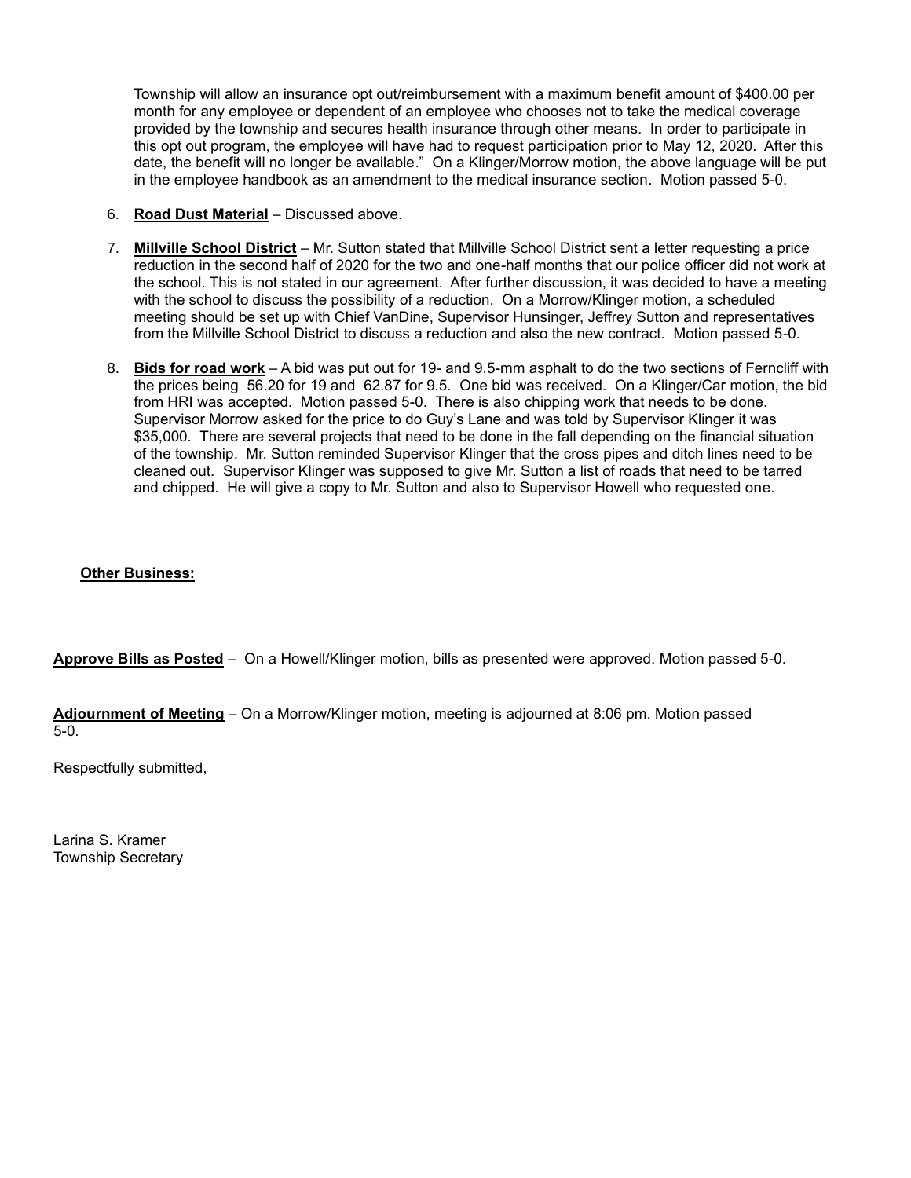Township will allow an insurance opt out/reimbursement with a maximum benefit amount of $400.00 per month for any employee or dependent of an employee who chooses not to take the medical coverage provided by the township and secures health insurance through other means. In order to participate in this opt out program, the employee will have had to request participation prior to May 12, 2020. After this date, the benefit will no longer be available." On a Klinger/Morrow motion, the above language will be put in the employee handbook as an amendment to the medical insurance section. Motion passed 5-0.

6. **Road Dust Material** – Discussed above.

7. **Millville School District** – Mr. Sutton stated that Millville School District sent a letter requesting a price reduction in the second half of 2020 for the two and one-half months that our police officer did not work at the school. This is not stated in our agreement. After further discussion, it was decided to have a meeting with the school to discuss the possibility of a reduction. On a Morrow/Klinger motion, a scheduled meeting should be set up with Chief VanDine, Supervisor Hunsinger, Jeffrey Sutton and representatives from the Millville School District to discuss a reduction and also the new contract. Motion passed 5-0.

8. **Bids for road work** – A bid was put out for 19- and 9.5-mm asphalt to do the two sections of Ferncliff with the prices being 56.20 for 19 and 62.87 for 9.5. One bid was received. On a Klinger/Car motion, the bid from HRI was accepted. Motion passed 5-0. There is also chipping work that needs to be done. Supervisor Morrow asked for the price to do Guy's Lane and was told by Supervisor Klinger it was $35,000. There are several projects that need to be done in the fall depending on the financial situation of the township. Mr. Sutton reminded Supervisor Klinger that the cross pipes and ditch lines need to be cleaned out. Supervisor Klinger was supposed to give Mr. Sutton a list of roads that need to be tarred and chipped. He will give a copy to Mr. Sutton and also to Supervisor Howell who requested one.

**Other Business:**

**Approve Bills as Posted** – On a Howell/Klinger motion, bills as presented were approved. Motion passed 5-0.

**Adjournment of Meeting** – On a Morrow/Klinger motion, meeting is adjourned at 8:06 pm. Motion passed 5-0.

Respectfully submitted,

Larina S. Kramer
Township Secretary